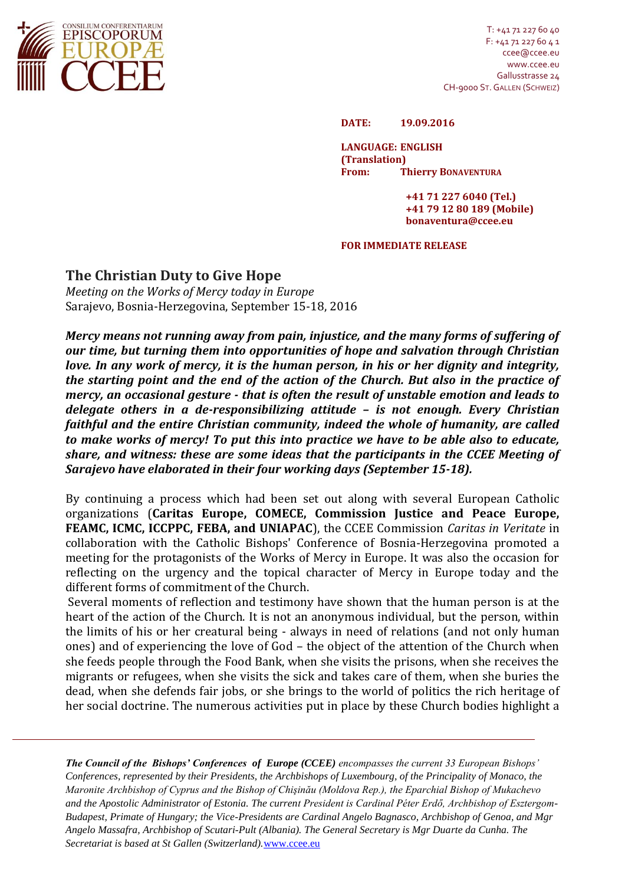CONSILIUM CONFERENTIARUM EPISCOPORUM EUROPÆ CCEE

T: +41 71 227 60 40
F: +41 71 227 60 4 1
ccee@ccee.eu
www.ccee.eu
Gallusstrasse 24
CH-9000 ST. GALLEN (SCHWEIZ)

**DATE: 19.09.2016**

**LANGUAGE: ENGLISH (Translation)**
**From: Thierry BONAVENTURA**

**+41 71 227 6040 (Tel.)**
**+41 79 12 80 189 (Mobile)**
**bonaventura@ccee.eu**

**FOR IMMEDIATE RELEASE**

# The Christian Duty to Give Hope

*Meeting on the Works of Mercy today in Europe*
Sarajevo, Bosnia-Herzegovina, September 15-18, 2016

***Mercy means not running away from pain, injustice, and the many forms of suffering of our time, but turning them into opportunities of hope and salvation through Christian love. In any work of mercy, it is the human person, in his or her dignity and integrity, the starting point and the end of the action of the Church. But also in the practice of mercy, an occasional gesture - that is often the result of unstable emotion and leads to delegate others in a de-responsibilizing attitude – is not enough. Every Christian faithful and the entire Christian community, indeed the whole of humanity, are called to make works of mercy! To put this into practice we have to be able also to educate, share, and witness: these are some ideas that the participants in the CCEE Meeting of Sarajevo have elaborated in their four working days (September 15-18).***

By continuing a process which had been set out along with several European Catholic organizations (**Caritas Europe, COMECE, Commission Justice and Peace Europe, FEAMC, ICMC, ICCPPC, FEBA, and UNIAPAC**), the CCEE Commission *Caritas in Veritate* in collaboration with the Catholic Bishops' Conference of Bosnia-Herzegovina promoted a meeting for the protagonists of the Works of Mercy in Europe. It was also the occasion for reflecting on the urgency and the topical character of Mercy in Europe today and the different forms of commitment of the Church.

Several moments of reflection and testimony have shown that the human person is at the heart of the action of the Church. It is not an anonymous individual, but the person, within the limits of his or her creatural being - always in need of relations (and not only human ones) and of experiencing the love of God – the object of the attention of the Church when she feeds people through the Food Bank, when she visits the prisons, when she receives the migrants or refugees, when she visits the sick and takes care of them, when she buries the dead, when she defends fair jobs, or she brings to the world of politics the rich heritage of her social doctrine. The numerous activities put in place by these Church bodies highlight a

---

***The Council of the Bishops' Conferences of Europe (CCEE)*** *encompasses the current 33 European Bishops' Conferences, represented by their Presidents, the Archbishops of Luxembourg, of the Principality of Monaco, the Maronite Archbishop of Cyprus and the Bishop of Chişinău (Moldova Rep.), the Eparchial Bishop of Mukachevo and the Apostolic Administrator of Estonia. The current President is Cardinal Péter Erdő, Archbishop of Esztergom-Budapest, Primate of Hungary; the Vice-Presidents are Cardinal Angelo Bagnasco, Archbishop of Genoa, and Mgr Angelo Massafra, Archbishop of Scutari-Pult (Albania). The General Secretary is Mgr Duarte da Cunha. The Secretariat is based at St Gallen (Switzerland).* www.ccee.eu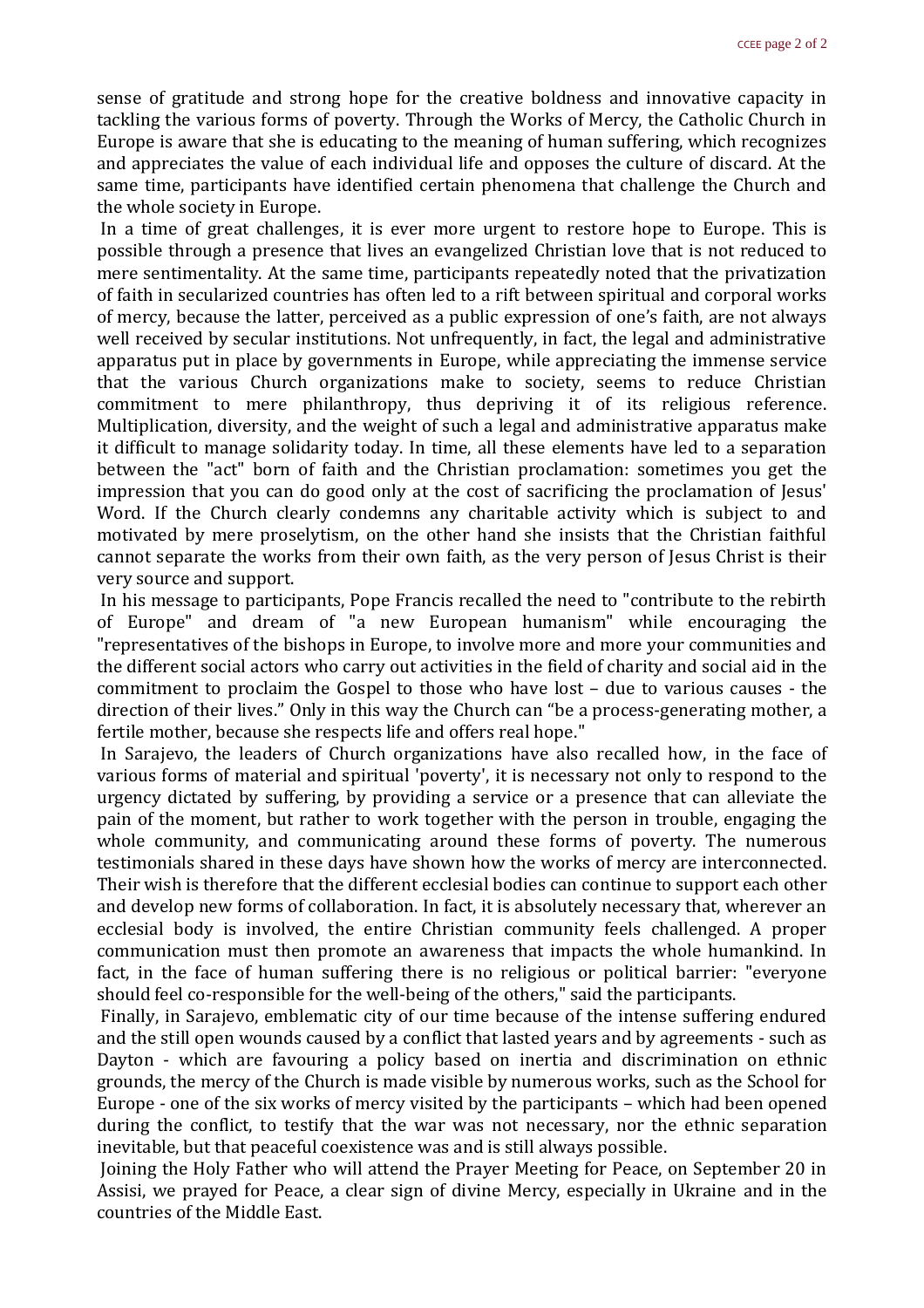sense of gratitude and strong hope for the creative boldness and innovative capacity in tackling the various forms of poverty. Through the Works of Mercy, the Catholic Church in Europe is aware that she is educating to the meaning of human suffering, which recognizes and appreciates the value of each individual life and opposes the culture of discard. At the same time, participants have identified certain phenomena that challenge the Church and the whole society in Europe.

In a time of great challenges, it is ever more urgent to restore hope to Europe. This is possible through a presence that lives an evangelized Christian love that is not reduced to mere sentimentality. At the same time, participants repeatedly noted that the privatization of faith in secularized countries has often led to a rift between spiritual and corporal works of mercy, because the latter, perceived as a public expression of one's faith, are not always well received by secular institutions. Not unfrequently, in fact, the legal and administrative apparatus put in place by governments in Europe, while appreciating the immense service that the various Church organizations make to society, seems to reduce Christian commitment to mere philanthropy, thus depriving it of its religious reference. Multiplication, diversity, and the weight of such a legal and administrative apparatus make it difficult to manage solidarity today. In time, all these elements have led to a separation between the "act" born of faith and the Christian proclamation: sometimes you get the impression that you can do good only at the cost of sacrificing the proclamation of Jesus' Word. If the Church clearly condemns any charitable activity which is subject to and motivated by mere proselytism, on the other hand she insists that the Christian faithful cannot separate the works from their own faith, as the very person of Jesus Christ is their very source and support.

In his message to participants, Pope Francis recalled the need to "contribute to the rebirth of Europe" and dream of "a new European humanism" while encouraging the "representatives of the bishops in Europe, to involve more and more your communities and the different social actors who carry out activities in the field of charity and social aid in the commitment to proclaim the Gospel to those who have lost – due to various causes - the direction of their lives." Only in this way the Church can "be a process-generating mother, a fertile mother, because she respects life and offers real hope."

In Sarajevo, the leaders of Church organizations have also recalled how, in the face of various forms of material and spiritual 'poverty', it is necessary not only to respond to the urgency dictated by suffering, by providing a service or a presence that can alleviate the pain of the moment, but rather to work together with the person in trouble, engaging the whole community, and communicating around these forms of poverty. The numerous testimonials shared in these days have shown how the works of mercy are interconnected. Their wish is therefore that the different ecclesial bodies can continue to support each other and develop new forms of collaboration. In fact, it is absolutely necessary that, wherever an ecclesial body is involved, the entire Christian community feels challenged. A proper communication must then promote an awareness that impacts the whole humankind. In fact, in the face of human suffering there is no religious or political barrier: "everyone should feel co-responsible for the well-being of the others," said the participants.

Finally, in Sarajevo, emblematic city of our time because of the intense suffering endured and the still open wounds caused by a conflict that lasted years and by agreements - such as Dayton - which are favouring a policy based on inertia and discrimination on ethnic grounds, the mercy of the Church is made visible by numerous works, such as the School for Europe - one of the six works of mercy visited by the participants – which had been opened during the conflict, to testify that the war was not necessary, nor the ethnic separation inevitable, but that peaceful coexistence was and is still always possible.

Joining the Holy Father who will attend the Prayer Meeting for Peace, on September 20 in Assisi, we prayed for Peace, a clear sign of divine Mercy, especially in Ukraine and in the countries of the Middle East.